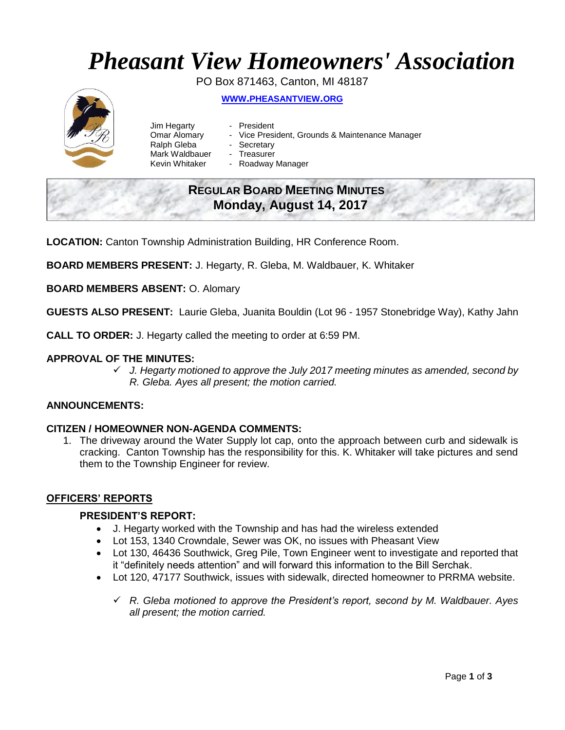# *Pheasant View Homeowners' Association*

PO Box 871463, Canton, MI 48187

**WWW.PHEASANTVIEW.ORG**

Jim Hegarty - President
Omar Alomary - Vice President, Grounds & Maintenance Manager
Ralph Gleba - Secretary
Mark Waldbauer - Treasurer
Kevin Whitaker - Roadway Manager

## REGULAR BOARD MEETING MINUTES
## Monday, August 14, 2017

**LOCATION:** Canton Township Administration Building, HR Conference Room.

**BOARD MEMBERS PRESENT:** J. Hegarty, R. Gleba, M. Waldbauer, K. Whitaker

**BOARD MEMBERS ABSENT:** O. Alomary

**GUESTS ALSO PRESENT:** Laurie Gleba, Juanita Bouldin (Lot 96 - 1957 Stonebridge Way), Kathy Jahn

**CALL TO ORDER:** J. Hegarty called the meeting to order at 6:59 PM.

**APPROVAL OF THE MINUTES:**

- ✓ *J. Hegarty motioned to approve the July 2017 meeting minutes as amended, second by R. Gleba. Ayes all present; the motion carried.*

**ANNOUNCEMENTS:**

**CITIZEN / HOMEOWNER NON-AGENDA COMMENTS:**

1. The driveway around the Water Supply lot cap, onto the approach between curb and sidewalk is cracking. Canton Township has the responsibility for this. K. Whitaker will take pictures and send them to the Township Engineer for review.

## OFFICERS' REPORTS

### PRESIDENT'S REPORT:

- J. Hegarty worked with the Township and has had the wireless extended
- Lot 153, 1340 Crowndale, Sewer was OK, no issues with Pheasant View
- Lot 130, 46436 Southwick, Greg Pile, Town Engineer went to investigate and reported that it "definitely needs attention" and will forward this information to the Bill Serchak.
- Lot 120, 47177 Southwick, issues with sidewalk, directed homeowner to PRRMA website.

  - ✓ *R. Gleba motioned to approve the President's report, second by M. Waldbauer. Ayes all present; the motion carried.*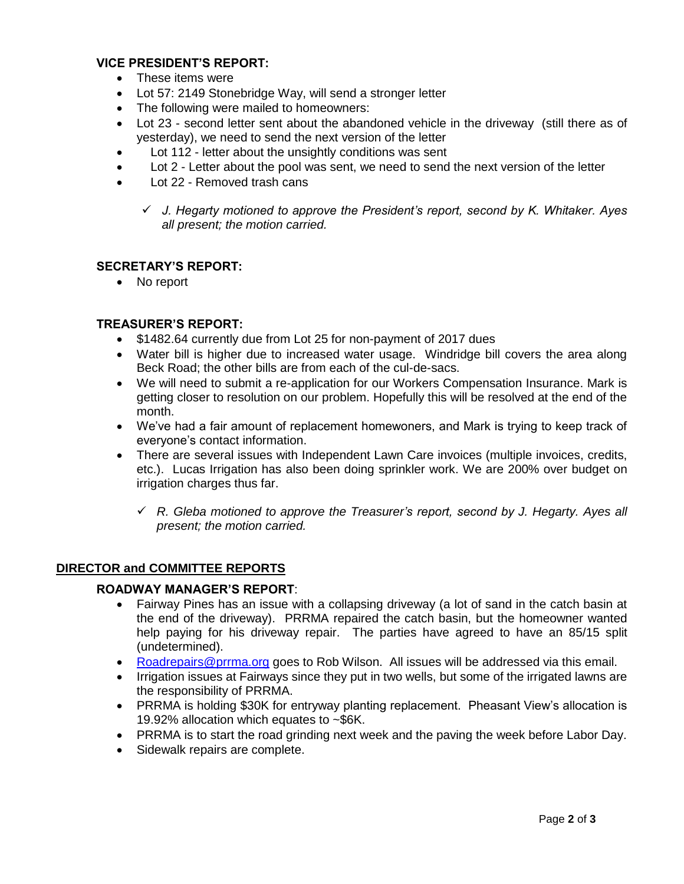### VICE PRESIDENT'S REPORT:

- These items were
- Lot 57: 2149 Stonebridge Way, will send a stronger letter
- The following were mailed to homeowners:
- Lot 23 - second letter sent about the abandoned vehicle in the driveway (still there as of yesterday), we need to send the next version of the letter
- Lot 112 - letter about the unsightly conditions was sent
- Lot 2 - Letter about the pool was sent, we need to send the next version of the letter
- Lot 22 - Removed trash cans

  ✓ *J. Hegarty motioned to approve the President's report, second by K. Whitaker. Ayes all present; the motion carried.*

### SECRETARY'S REPORT:

- No report

### TREASURER'S REPORT:

- \$1482.64 currently due from Lot 25 for non-payment of 2017 dues
- Water bill is higher due to increased water usage. Windridge bill covers the area along Beck Road; the other bills are from each of the cul-de-sacs.
- We will need to submit a re-application for our Workers Compensation Insurance. Mark is getting closer to resolution on our problem. Hopefully this will be resolved at the end of the month.
- We've had a fair amount of replacement homewoners, and Mark is trying to keep track of everyone's contact information.
- There are several issues with Independent Lawn Care invoices (multiple invoices, credits, etc.). Lucas Irrigation has also been doing sprinkler work. We are 200% over budget on irrigation charges thus far.

  ✓ *R. Gleba motioned to approve the Treasurer's report, second by J. Hegarty. Ayes all present; the motion carried.*

## DIRECTOR and COMMITTEE REPORTS

### ROADWAY MANAGER'S REPORT:

- Fairway Pines has an issue with a collapsing driveway (a lot of sand in the catch basin at the end of the driveway). PRRMA repaired the catch basin, but the homeowner wanted help paying for his driveway repair. The parties have agreed to have an 85/15 split (undetermined).
- [Roadrepairs@prrma.org](mailto:Roadrepairs@prrma.org) goes to Rob Wilson. All issues will be addressed via this email.
- Irrigation issues at Fairways since they put in two wells, but some of the irrigated lawns are the responsibility of PRRMA.
- PRRMA is holding \$30K for entryway planting replacement. Pheasant View's allocation is 19.92% allocation which equates to ~\$6K.
- PRRMA is to start the road grinding next week and the paving the week before Labor Day.
- Sidewalk repairs are complete.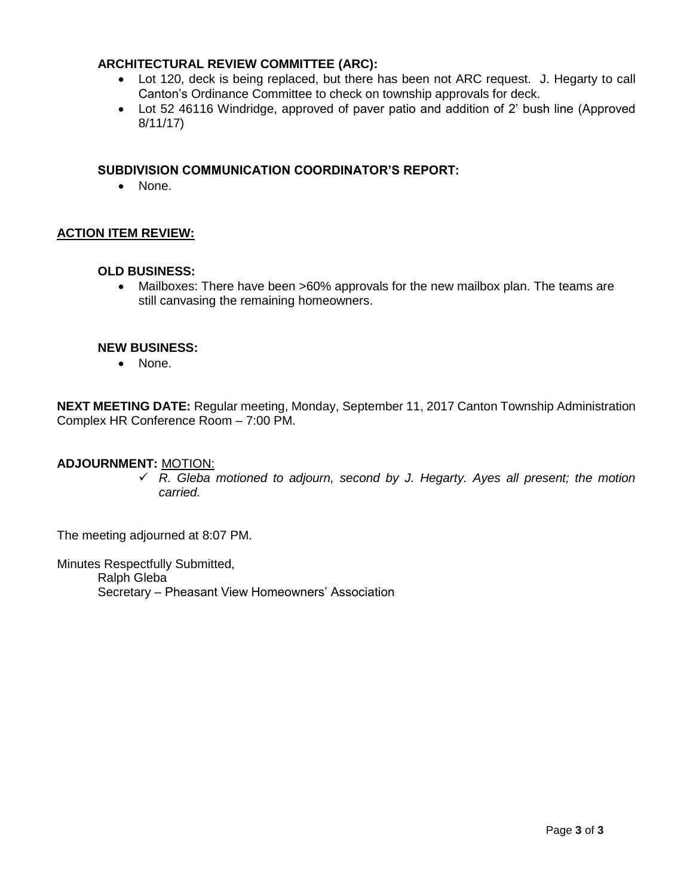### ARCHITECTURAL REVIEW COMMITTEE (ARC):

- Lot 120, deck is being replaced, but there has been not ARC request. J. Hegarty to call Canton's Ordinance Committee to check on township approvals for deck.
- Lot 52 46116 Windridge, approved of paver patio and addition of 2' bush line (Approved 8/11/17)

### SUBDIVISION COMMUNICATION COORDINATOR'S REPORT:

- None.

## ACTION ITEM REVIEW:

### OLD BUSINESS:

- Mailboxes: There have been >60% approvals for the new mailbox plan. The teams are still canvasing the remaining homeowners.

### NEW BUSINESS:

- None.

**NEXT MEETING DATE:** Regular meeting, Monday, September 11, 2017 Canton Township Administration Complex HR Conference Room – 7:00 PM.

**ADJOURNMENT:** MOTION:

- ✓ *R. Gleba motioned to adjourn, second by J. Hegarty. Ayes all present; the motion carried.*

The meeting adjourned at 8:07 PM.

Minutes Respectfully Submitted,
Ralph Gleba
Secretary – Pheasant View Homeowners' Association